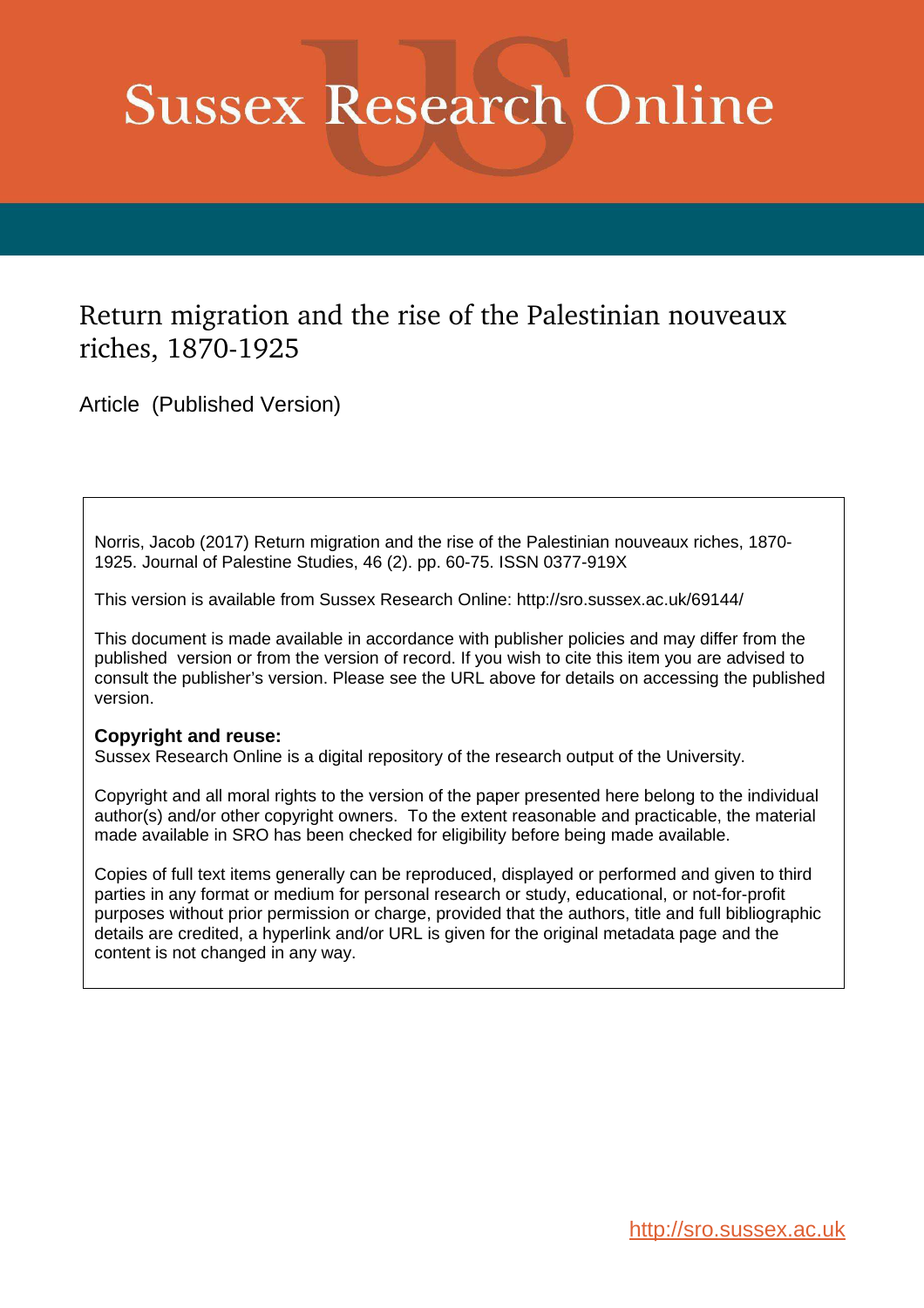# Sussex Research Online

## Return migration and the rise of the Palestinian nouveaux riches, 1870-1925

Article (Published Version)

Norris, Jacob (2017) Return migration and the rise of the Palestinian nouveaux riches, 1870-1925. Journal of Palestine Studies, 46 (2). pp. 60-75. ISSN 0377-919X

This version is available from Sussex Research Online: http://sro.sussex.ac.uk/69144/

This document is made available in accordance with publisher policies and may differ from the published version or from the version of record. If you wish to cite this item you are advised to consult the publisher's version. Please see the URL above for details on accessing the published version.

**Copyright and reuse:**
Sussex Research Online is a digital repository of the research output of the University.

Copyright and all moral rights to the version of the paper presented here belong to the individual author(s) and/or other copyright owners. To the extent reasonable and practicable, the material made available in SRO has been checked for eligibility before being made available.

Copies of full text items generally can be reproduced, displayed or performed and given to third parties in any format or medium for personal research or study, educational, or not-for-profit purposes without prior permission or charge, provided that the authors, title and full bibliographic details are credited, a hyperlink and/or URL is given for the original metadata page and the content is not changed in any way.

http://sro.sussex.ac.uk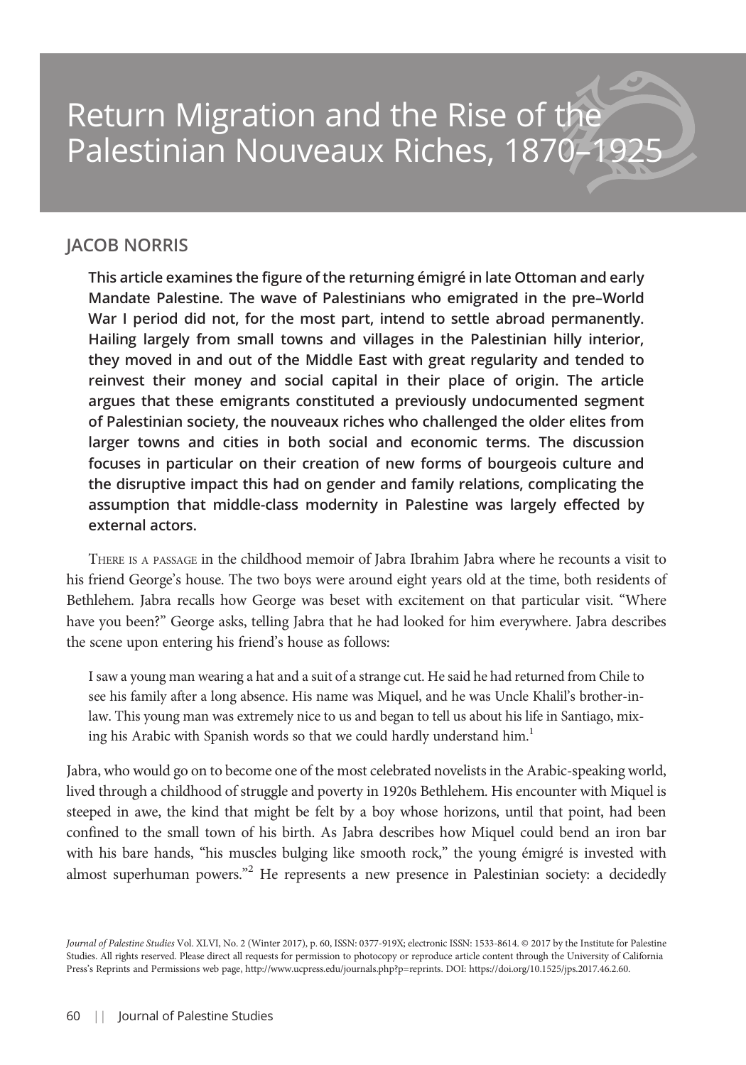# Return Migration and the Rise of the Palestinian Nouveaux Riches, 1870–1925

## JACOB NORRIS

**This article examines the figure of the returning émigré in late Ottoman and early Mandate Palestine. The wave of Palestinians who emigrated in the pre–World War I period did not, for the most part, intend to settle abroad permanently. Hailing largely from small towns and villages in the Palestinian hilly interior, they moved in and out of the Middle East with great regularity and tended to reinvest their money and social capital in their place of origin. The article argues that these emigrants constituted a previously undocumented segment of Palestinian society, the nouveaux riches who challenged the older elites from larger towns and cities in both social and economic terms. The discussion focuses in particular on their creation of new forms of bourgeois culture and the disruptive impact this had on gender and family relations, complicating the assumption that middle-class modernity in Palestine was largely effected by external actors.**

THERE IS A PASSAGE in the childhood memoir of Jabra Ibrahim Jabra where he recounts a visit to his friend George's house. The two boys were around eight years old at the time, both residents of Bethlehem. Jabra recalls how George was beset with excitement on that particular visit. "Where have you been?" George asks, telling Jabra that he had looked for him everywhere. Jabra describes the scene upon entering his friend's house as follows:

> I saw a young man wearing a hat and a suit of a strange cut. He said he had returned from Chile to see his family after a long absence. His name was Miquel, and he was Uncle Khalil's brother-in-law. This young man was extremely nice to us and began to tell us about his life in Santiago, mixing his Arabic with Spanish words so that we could hardly understand him.[1]

Jabra, who would go on to become one of the most celebrated novelists in the Arabic-speaking world, lived through a childhood of struggle and poverty in 1920s Bethlehem. His encounter with Miquel is steeped in awe, the kind that might be felt by a boy whose horizons, until that point, had been confined to the small town of his birth. As Jabra describes how Miquel could bend an iron bar with his bare hands, "his muscles bulging like smooth rock," the young émigré is invested with almost superhuman powers."[2] He represents a new presence in Palestinian society: a decidedly

*Journal of Palestine Studies* Vol. XLVI, No. 2 (Winter 2017), p. 60, ISSN: 0377-919X; electronic ISSN: 1533-8614. © 2017 by the Institute for Palestine Studies. All rights reserved. Please direct all requests for permission to photocopy or reproduce article content through the University of California Press's Reprints and Permissions web page, http://www.ucpress.edu/journals.php?p=reprints. DOI: https://doi.org/10.1525/jps.2017.46.2.60.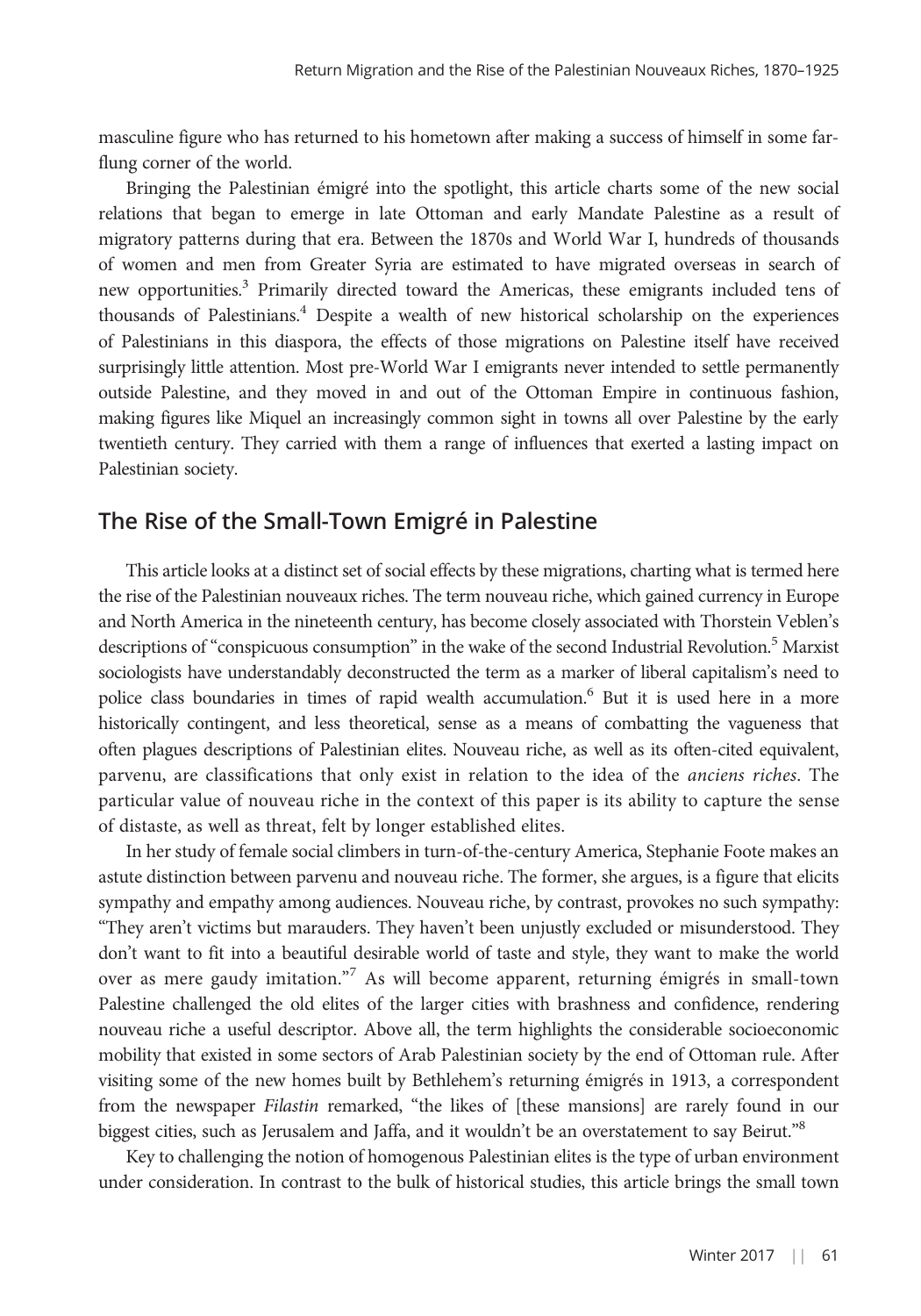masculine figure who has returned to his hometown after making a success of himself in some far-flung corner of the world.

Bringing the Palestinian émigré into the spotlight, this article charts some of the new social relations that began to emerge in late Ottoman and early Mandate Palestine as a result of migratory patterns during that era. Between the 1870s and World War I, hundreds of thousands of women and men from Greater Syria are estimated to have migrated overseas in search of new opportunities.[3] Primarily directed toward the Americas, these emigrants included tens of thousands of Palestinians.[4] Despite a wealth of new historical scholarship on the experiences of Palestinians in this diaspora, the effects of those migrations on Palestine itself have received surprisingly little attention. Most pre-World War I emigrants never intended to settle permanently outside Palestine, and they moved in and out of the Ottoman Empire in continuous fashion, making figures like Miquel an increasingly common sight in towns all over Palestine by the early twentieth century. They carried with them a range of influences that exerted a lasting impact on Palestinian society.

## The Rise of the Small-Town Emigré in Palestine

This article looks at a distinct set of social effects by these migrations, charting what is termed here the rise of the Palestinian nouveaux riches. The term nouveau riche, which gained currency in Europe and North America in the nineteenth century, has become closely associated with Thorstein Veblen's descriptions of "conspicuous consumption" in the wake of the second Industrial Revolution.[5] Marxist sociologists have understandably deconstructed the term as a marker of liberal capitalism's need to police class boundaries in times of rapid wealth accumulation.[6] But it is used here in a more historically contingent, and less theoretical, sense as a means of combatting the vagueness that often plagues descriptions of Palestinian elites. Nouveau riche, as well as its often-cited equivalent, parvenu, are classifications that only exist in relation to the idea of the *anciens riches*. The particular value of nouveau riche in the context of this paper is its ability to capture the sense of distaste, as well as threat, felt by longer established elites.

In her study of female social climbers in turn-of-the-century America, Stephanie Foote makes an astute distinction between parvenu and nouveau riche. The former, she argues, is a figure that elicits sympathy and empathy among audiences. Nouveau riche, by contrast, provokes no such sympathy: "They aren't victims but marauders. They haven't been unjustly excluded or misunderstood. They don't want to fit into a beautiful desirable world of taste and style, they want to make the world over as mere gaudy imitation."[7] As will become apparent, returning émigrés in small-town Palestine challenged the old elites of the larger cities with brashness and confidence, rendering nouveau riche a useful descriptor. Above all, the term highlights the considerable socioeconomic mobility that existed in some sectors of Arab Palestinian society by the end of Ottoman rule. After visiting some of the new homes built by Bethlehem's returning émigrés in 1913, a correspondent from the newspaper *Filastin* remarked, "the likes of [these mansions] are rarely found in our biggest cities, such as Jerusalem and Jaffa, and it wouldn't be an overstatement to say Beirut."[8]

Key to challenging the notion of homogenous Palestinian elites is the type of urban environment under consideration. In contrast to the bulk of historical studies, this article brings the small town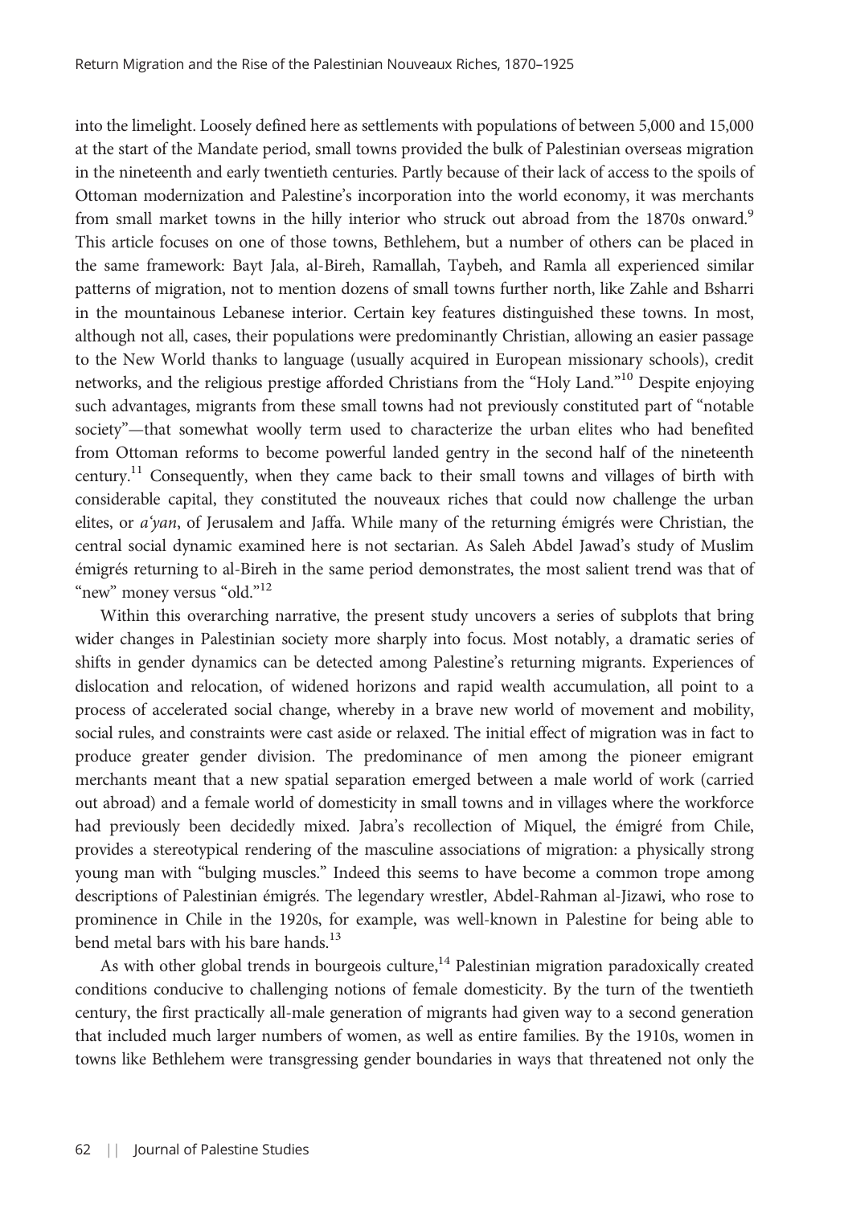into the limelight. Loosely defined here as settlements with populations of between 5,000 and 15,000 at the start of the Mandate period, small towns provided the bulk of Palestinian overseas migration in the nineteenth and early twentieth centuries. Partly because of their lack of access to the spoils of Ottoman modernization and Palestine's incorporation into the world economy, it was merchants from small market towns in the hilly interior who struck out abroad from the 1870s onward.[9] This article focuses on one of those towns, Bethlehem, but a number of others can be placed in the same framework: Bayt Jala, al-Bireh, Ramallah, Taybeh, and Ramla all experienced similar patterns of migration, not to mention dozens of small towns further north, like Zahle and Bsharri in the mountainous Lebanese interior. Certain key features distinguished these towns. In most, although not all, cases, their populations were predominantly Christian, allowing an easier passage to the New World thanks to language (usually acquired in European missionary schools), credit networks, and the religious prestige afforded Christians from the "Holy Land."[10] Despite enjoying such advantages, migrants from these small towns had not previously constituted part of "notable society"—that somewhat woolly term used to characterize the urban elites who had benefited from Ottoman reforms to become powerful landed gentry in the second half of the nineteenth century.[11] Consequently, when they came back to their small towns and villages of birth with considerable capital, they constituted the nouveaux riches that could now challenge the urban elites, or *a'yan*, of Jerusalem and Jaffa. While many of the returning émigrés were Christian, the central social dynamic examined here is not sectarian. As Saleh Abdel Jawad's study of Muslim émigrés returning to al-Bireh in the same period demonstrates, the most salient trend was that of "new" money versus "old."[12]

Within this overarching narrative, the present study uncovers a series of subplots that bring wider changes in Palestinian society more sharply into focus. Most notably, a dramatic series of shifts in gender dynamics can be detected among Palestine's returning migrants. Experiences of dislocation and relocation, of widened horizons and rapid wealth accumulation, all point to a process of accelerated social change, whereby in a brave new world of movement and mobility, social rules, and constraints were cast aside or relaxed. The initial effect of migration was in fact to produce greater gender division. The predominance of men among the pioneer emigrant merchants meant that a new spatial separation emerged between a male world of work (carried out abroad) and a female world of domesticity in small towns and in villages where the workforce had previously been decidedly mixed. Jabra's recollection of Miquel, the émigré from Chile, provides a stereotypical rendering of the masculine associations of migration: a physically strong young man with "bulging muscles." Indeed this seems to have become a common trope among descriptions of Palestinian émigrés. The legendary wrestler, Abdel-Rahman al-Jizawi, who rose to prominence in Chile in the 1920s, for example, was well-known in Palestine for being able to bend metal bars with his bare hands.[13]

As with other global trends in bourgeois culture,[14] Palestinian migration paradoxically created conditions conducive to challenging notions of female domesticity. By the turn of the twentieth century, the first practically all-male generation of migrants had given way to a second generation that included much larger numbers of women, as well as entire families. By the 1910s, women in towns like Bethlehem were transgressing gender boundaries in ways that threatened not only the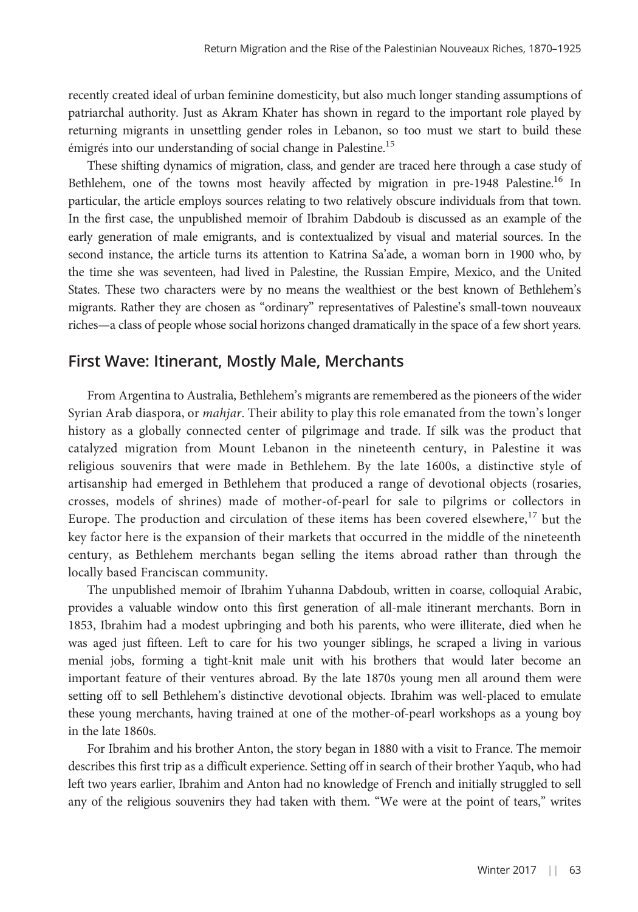recently created ideal of urban feminine domesticity, but also much longer standing assumptions of patriarchal authority. Just as Akram Khater has shown in regard to the important role played by returning migrants in unsettling gender roles in Lebanon, so too must we start to build these émigrés into our understanding of social change in Palestine.[15]

These shifting dynamics of migration, class, and gender are traced here through a case study of Bethlehem, one of the towns most heavily affected by migration in pre-1948 Palestine.[16] In particular, the article employs sources relating to two relatively obscure individuals from that town. In the first case, the unpublished memoir of Ibrahim Dabdoub is discussed as an example of the early generation of male emigrants, and is contextualized by visual and material sources. In the second instance, the article turns its attention to Katrina Sa'ade, a woman born in 1900 who, by the time she was seventeen, had lived in Palestine, the Russian Empire, Mexico, and the United States. These two characters were by no means the wealthiest or the best known of Bethlehem's migrants. Rather they are chosen as "ordinary" representatives of Palestine's small-town nouveaux riches—a class of people whose social horizons changed dramatically in the space of a few short years.

## First Wave: Itinerant, Mostly Male, Merchants

From Argentina to Australia, Bethlehem's migrants are remembered as the pioneers of the wider Syrian Arab diaspora, or *mahjar*. Their ability to play this role emanated from the town's longer history as a globally connected center of pilgrimage and trade. If silk was the product that catalyzed migration from Mount Lebanon in the nineteenth century, in Palestine it was religious souvenirs that were made in Bethlehem. By the late 1600s, a distinctive style of artisanship had emerged in Bethlehem that produced a range of devotional objects (rosaries, crosses, models of shrines) made of mother-of-pearl for sale to pilgrims or collectors in Europe. The production and circulation of these items has been covered elsewhere,[17] but the key factor here is the expansion of their markets that occurred in the middle of the nineteenth century, as Bethlehem merchants began selling the items abroad rather than through the locally based Franciscan community.

The unpublished memoir of Ibrahim Yuhanna Dabdoub, written in coarse, colloquial Arabic, provides a valuable window onto this first generation of all-male itinerant merchants. Born in 1853, Ibrahim had a modest upbringing and both his parents, who were illiterate, died when he was aged just fifteen. Left to care for his two younger siblings, he scraped a living in various menial jobs, forming a tight-knit male unit with his brothers that would later become an important feature of their ventures abroad. By the late 1870s young men all around them were setting off to sell Bethlehem's distinctive devotional objects. Ibrahim was well-placed to emulate these young merchants, having trained at one of the mother-of-pearl workshops as a young boy in the late 1860s.

For Ibrahim and his brother Anton, the story began in 1880 with a visit to France. The memoir describes this first trip as a difficult experience. Setting off in search of their brother Yaqub, who had left two years earlier, Ibrahim and Anton had no knowledge of French and initially struggled to sell any of the religious souvenirs they had taken with them. "We were at the point of tears," writes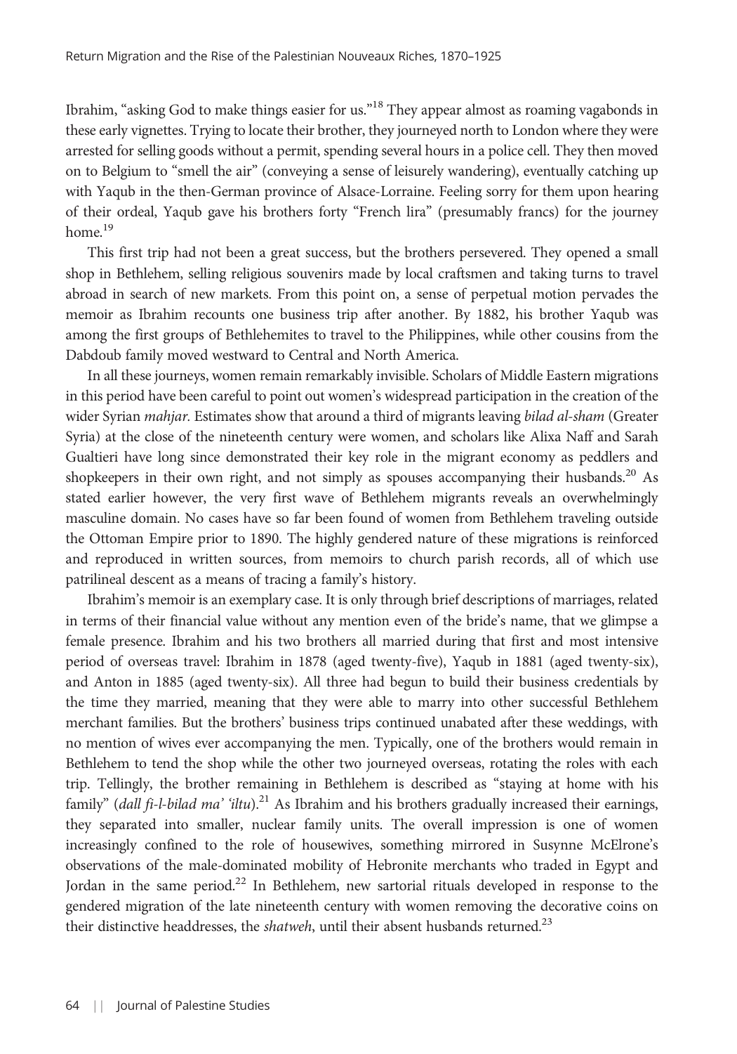Ibrahim, "asking God to make things easier for us."[18] They appear almost as roaming vagabonds in these early vignettes. Trying to locate their brother, they journeyed north to London where they were arrested for selling goods without a permit, spending several hours in a police cell. They then moved on to Belgium to "smell the air" (conveying a sense of leisurely wandering), eventually catching up with Yaqub in the then-German province of Alsace-Lorraine. Feeling sorry for them upon hearing of their ordeal, Yaqub gave his brothers forty "French lira" (presumably francs) for the journey home.[19]

This first trip had not been a great success, but the brothers persevered. They opened a small shop in Bethlehem, selling religious souvenirs made by local craftsmen and taking turns to travel abroad in search of new markets. From this point on, a sense of perpetual motion pervades the memoir as Ibrahim recounts one business trip after another. By 1882, his brother Yaqub was among the first groups of Bethlehemites to travel to the Philippines, while other cousins from the Dabdoub family moved westward to Central and North America.

In all these journeys, women remain remarkably invisible. Scholars of Middle Eastern migrations in this period have been careful to point out women's widespread participation in the creation of the wider Syrian *mahjar.* Estimates show that around a third of migrants leaving *bilad al-sham* (Greater Syria) at the close of the nineteenth century were women, and scholars like Alixa Naff and Sarah Gualtieri have long since demonstrated their key role in the migrant economy as peddlers and shopkeepers in their own right, and not simply as spouses accompanying their husbands.[20] As stated earlier however, the very first wave of Bethlehem migrants reveals an overwhelmingly masculine domain. No cases have so far been found of women from Bethlehem traveling outside the Ottoman Empire prior to 1890. The highly gendered nature of these migrations is reinforced and reproduced in written sources, from memoirs to church parish records, all of which use patrilineal descent as a means of tracing a family's history.

Ibrahim's memoir is an exemplary case. It is only through brief descriptions of marriages, related in terms of their financial value without any mention even of the bride's name, that we glimpse a female presence. Ibrahim and his two brothers all married during that first and most intensive period of overseas travel: Ibrahim in 1878 (aged twenty-five), Yaqub in 1881 (aged twenty-six), and Anton in 1885 (aged twenty-six). All three had begun to build their business credentials by the time they married, meaning that they were able to marry into other successful Bethlehem merchant families. But the brothers' business trips continued unabated after these weddings, with no mention of wives ever accompanying the men. Typically, one of the brothers would remain in Bethlehem to tend the shop while the other two journeyed overseas, rotating the roles with each trip. Tellingly, the brother remaining in Bethlehem is described as "staying at home with his family" (*dall fi-l-bilad ma' 'iltu*).[21] As Ibrahim and his brothers gradually increased their earnings, they separated into smaller, nuclear family units. The overall impression is one of women increasingly confined to the role of housewives, something mirrored in Susynne McElrone's observations of the male-dominated mobility of Hebronite merchants who traded in Egypt and Jordan in the same period.[22] In Bethlehem, new sartorial rituals developed in response to the gendered migration of the late nineteenth century with women removing the decorative coins on their distinctive headdresses, the *shatweh*, until their absent husbands returned.[23]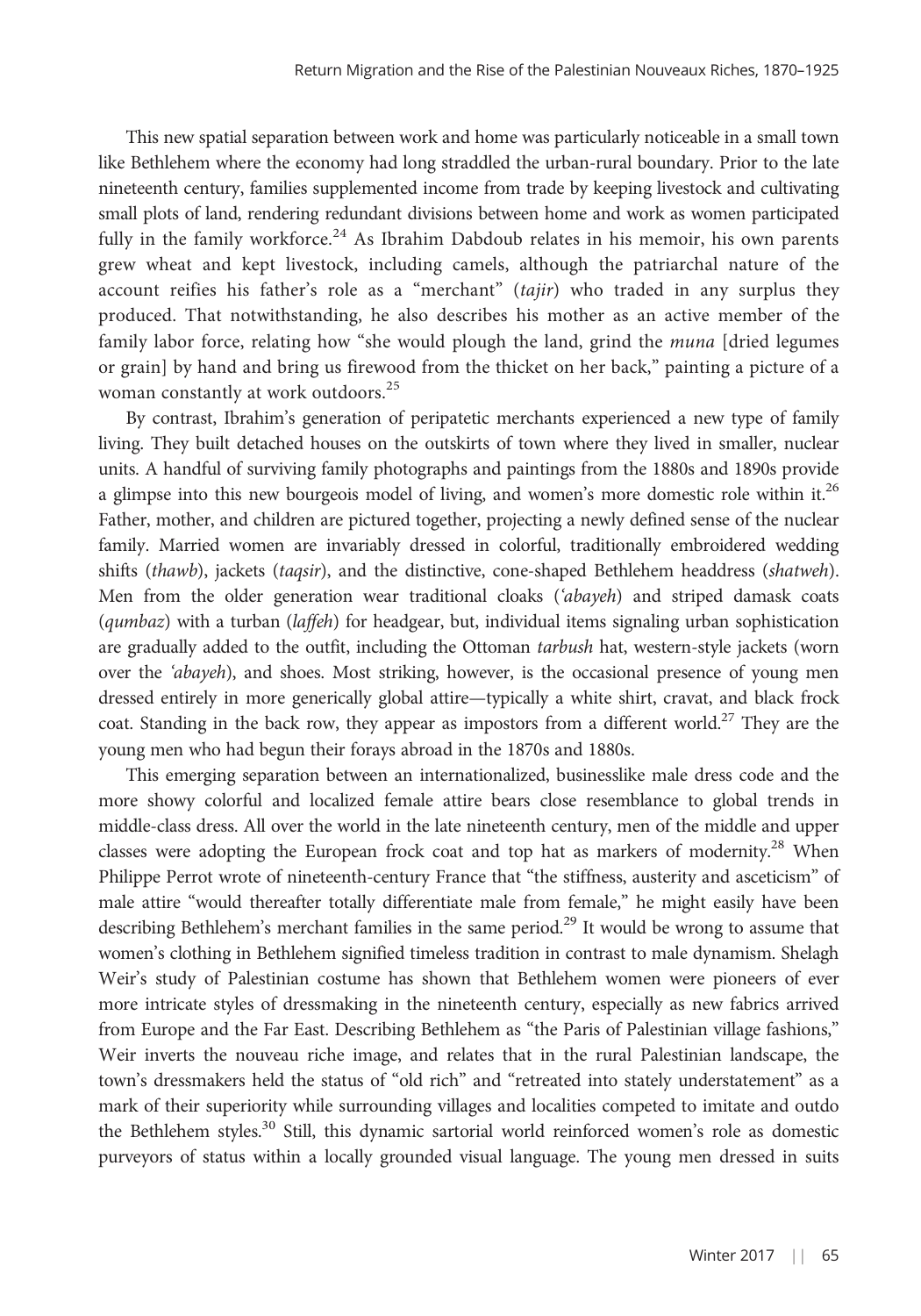This new spatial separation between work and home was particularly noticeable in a small town like Bethlehem where the economy had long straddled the urban-rural boundary. Prior to the late nineteenth century, families supplemented income from trade by keeping livestock and cultivating small plots of land, rendering redundant divisions between home and work as women participated fully in the family workforce.[24] As Ibrahim Dabdoub relates in his memoir, his own parents grew wheat and kept livestock, including camels, although the patriarchal nature of the account reifies his father's role as a "merchant" (*tajir*) who traded in any surplus they produced. That notwithstanding, he also describes his mother as an active member of the family labor force, relating how "she would plough the land, grind the *muna* [dried legumes or grain] by hand and bring us firewood from the thicket on her back," painting a picture of a woman constantly at work outdoors.[25]

By contrast, Ibrahim's generation of peripatetic merchants experienced a new type of family living. They built detached houses on the outskirts of town where they lived in smaller, nuclear units. A handful of surviving family photographs and paintings from the 1880s and 1890s provide a glimpse into this new bourgeois model of living, and women's more domestic role within it.[26] Father, mother, and children are pictured together, projecting a newly defined sense of the nuclear family. Married women are invariably dressed in colorful, traditionally embroidered wedding shifts (*thawb*), jackets (*taqsir*), and the distinctive, cone-shaped Bethlehem headdress (*shatweh*). Men from the older generation wear traditional cloaks (*'abayeh*) and striped damask coats (*qumbaz*) with a turban (*laffeh*) for headgear, but, individual items signaling urban sophistication are gradually added to the outfit, including the Ottoman *tarbush* hat, western-style jackets (worn over the *'abayeh*), and shoes. Most striking, however, is the occasional presence of young men dressed entirely in more generically global attire—typically a white shirt, cravat, and black frock coat. Standing in the back row, they appear as impostors from a different world.[27] They are the young men who had begun their forays abroad in the 1870s and 1880s.

This emerging separation between an internationalized, businesslike male dress code and the more showy colorful and localized female attire bears close resemblance to global trends in middle-class dress. All over the world in the late nineteenth century, men of the middle and upper classes were adopting the European frock coat and top hat as markers of modernity.[28] When Philippe Perrot wrote of nineteenth-century France that "the stiffness, austerity and asceticism" of male attire "would thereafter totally differentiate male from female," he might easily have been describing Bethlehem's merchant families in the same period.[29] It would be wrong to assume that women's clothing in Bethlehem signified timeless tradition in contrast to male dynamism. Shelagh Weir's study of Palestinian costume has shown that Bethlehem women were pioneers of ever more intricate styles of dressmaking in the nineteenth century, especially as new fabrics arrived from Europe and the Far East. Describing Bethlehem as "the Paris of Palestinian village fashions," Weir inverts the nouveau riche image, and relates that in the rural Palestinian landscape, the town's dressmakers held the status of "old rich" and "retreated into stately understatement" as a mark of their superiority while surrounding villages and localities competed to imitate and outdo the Bethlehem styles.[30] Still, this dynamic sartorial world reinforced women's role as domestic purveyors of status within a locally grounded visual language. The young men dressed in suits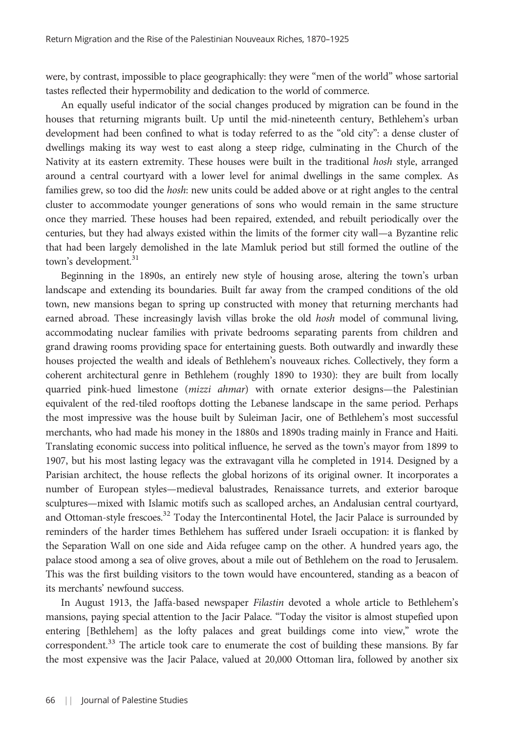were, by contrast, impossible to place geographically: they were "men of the world" whose sartorial tastes reflected their hypermobility and dedication to the world of commerce.

An equally useful indicator of the social changes produced by migration can be found in the houses that returning migrants built. Up until the mid-nineteenth century, Bethlehem's urban development had been confined to what is today referred to as the "old city": a dense cluster of dwellings making its way west to east along a steep ridge, culminating in the Church of the Nativity at its eastern extremity. These houses were built in the traditional *hosh* style, arranged around a central courtyard with a lower level for animal dwellings in the same complex. As families grew, so too did the *hosh*: new units could be added above or at right angles to the central cluster to accommodate younger generations of sons who would remain in the same structure once they married. These houses had been repaired, extended, and rebuilt periodically over the centuries, but they had always existed within the limits of the former city wall—a Byzantine relic that had been largely demolished in the late Mamluk period but still formed the outline of the town's development.[31]

Beginning in the 1890s, an entirely new style of housing arose, altering the town's urban landscape and extending its boundaries. Built far away from the cramped conditions of the old town, new mansions began to spring up constructed with money that returning merchants had earned abroad. These increasingly lavish villas broke the old *hosh* model of communal living, accommodating nuclear families with private bedrooms separating parents from children and grand drawing rooms providing space for entertaining guests. Both outwardly and inwardly these houses projected the wealth and ideals of Bethlehem's nouveaux riches. Collectively, they form a coherent architectural genre in Bethlehem (roughly 1890 to 1930): they are built from locally quarried pink-hued limestone (*mizzi ahmar*) with ornate exterior designs—the Palestinian equivalent of the red-tiled rooftops dotting the Lebanese landscape in the same period. Perhaps the most impressive was the house built by Suleiman Jacir, one of Bethlehem's most successful merchants, who had made his money in the 1880s and 1890s trading mainly in France and Haiti. Translating economic success into political influence, he served as the town's mayor from 1899 to 1907, but his most lasting legacy was the extravagant villa he completed in 1914. Designed by a Parisian architect, the house reflects the global horizons of its original owner. It incorporates a number of European styles—medieval balustrades, Renaissance turrets, and exterior baroque sculptures—mixed with Islamic motifs such as scalloped arches, an Andalusian central courtyard, and Ottoman-style frescoes.[32] Today the Intercontinental Hotel, the Jacir Palace is surrounded by reminders of the harder times Bethlehem has suffered under Israeli occupation: it is flanked by the Separation Wall on one side and Aida refugee camp on the other. A hundred years ago, the palace stood among a sea of olive groves, about a mile out of Bethlehem on the road to Jerusalem. This was the first building visitors to the town would have encountered, standing as a beacon of its merchants' newfound success.

In August 1913, the Jaffa-based newspaper *Filastin* devoted a whole article to Bethlehem's mansions, paying special attention to the Jacir Palace. "Today the visitor is almost stupefied upon entering [Bethlehem] as the lofty palaces and great buildings come into view," wrote the correspondent.[33] The article took care to enumerate the cost of building these mansions. By far the most expensive was the Jacir Palace, valued at 20,000 Ottoman lira, followed by another six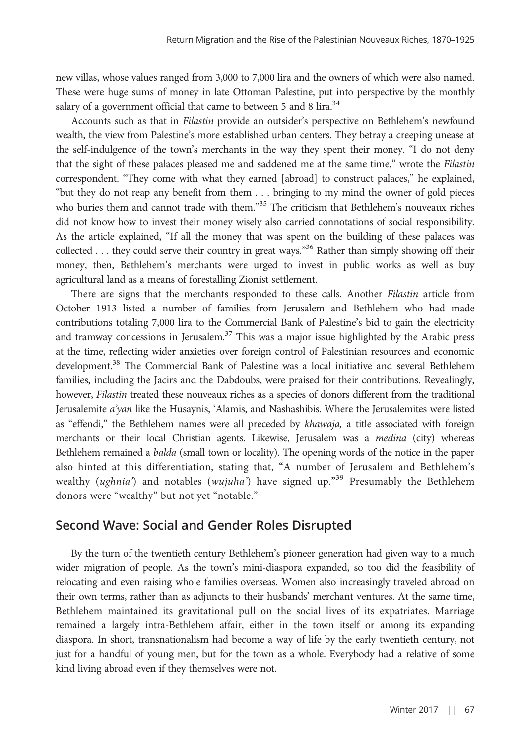new villas, whose values ranged from 3,000 to 7,000 lira and the owners of which were also named. These were huge sums of money in late Ottoman Palestine, put into perspective by the monthly salary of a government official that came to between 5 and 8 lira.[34]

Accounts such as that in *Filastin* provide an outsider's perspective on Bethlehem's newfound wealth, the view from Palestine's more established urban centers. They betray a creeping unease at the self-indulgence of the town's merchants in the way they spent their money. "I do not deny that the sight of these palaces pleased me and saddened me at the same time," wrote the *Filastin* correspondent. "They come with what they earned [abroad] to construct palaces," he explained, "but they do not reap any benefit from them . . . bringing to my mind the owner of gold pieces who buries them and cannot trade with them."[35] The criticism that Bethlehem's nouveaux riches did not know how to invest their money wisely also carried connotations of social responsibility. As the article explained, "If all the money that was spent on the building of these palaces was collected . . . they could serve their country in great ways."[36] Rather than simply showing off their money, then, Bethlehem's merchants were urged to invest in public works as well as buy agricultural land as a means of forestalling Zionist settlement.

There are signs that the merchants responded to these calls. Another *Filastin* article from October 1913 listed a number of families from Jerusalem and Bethlehem who had made contributions totaling 7,000 lira to the Commercial Bank of Palestine's bid to gain the electricity and tramway concessions in Jerusalem.[37] This was a major issue highlighted by the Arabic press at the time, reflecting wider anxieties over foreign control of Palestinian resources and economic development.[38] The Commercial Bank of Palestine was a local initiative and several Bethlehem families, including the Jacirs and the Dabdoubs, were praised for their contributions. Revealingly, however, *Filastin* treated these nouveaux riches as a species of donors different from the traditional Jerusalemite *a'yan* like the Husaynis, 'Alamis, and Nashashibis. Where the Jerusalemites were listed as "effendi," the Bethlehem names were all preceded by *khawaja,* a title associated with foreign merchants or their local Christian agents. Likewise, Jerusalem was a *medina* (city) whereas Bethlehem remained a *balda* (small town or locality). The opening words of the notice in the paper also hinted at this differentiation, stating that, "A number of Jerusalem and Bethlehem's wealthy (*ughnia'*) and notables (*wujuha'*) have signed up."[39] Presumably the Bethlehem donors were "wealthy" but not yet "notable."

## Second Wave: Social and Gender Roles Disrupted

By the turn of the twentieth century Bethlehem's pioneer generation had given way to a much wider migration of people. As the town's mini-diaspora expanded, so too did the feasibility of relocating and even raising whole families overseas. Women also increasingly traveled abroad on their own terms, rather than as adjuncts to their husbands' merchant ventures. At the same time, Bethlehem maintained its gravitational pull on the social lives of its expatriates. Marriage remained a largely intra-Bethlehem affair, either in the town itself or among its expanding diaspora. In short, transnationalism had become a way of life by the early twentieth century, not just for a handful of young men, but for the town as a whole. Everybody had a relative of some kind living abroad even if they themselves were not.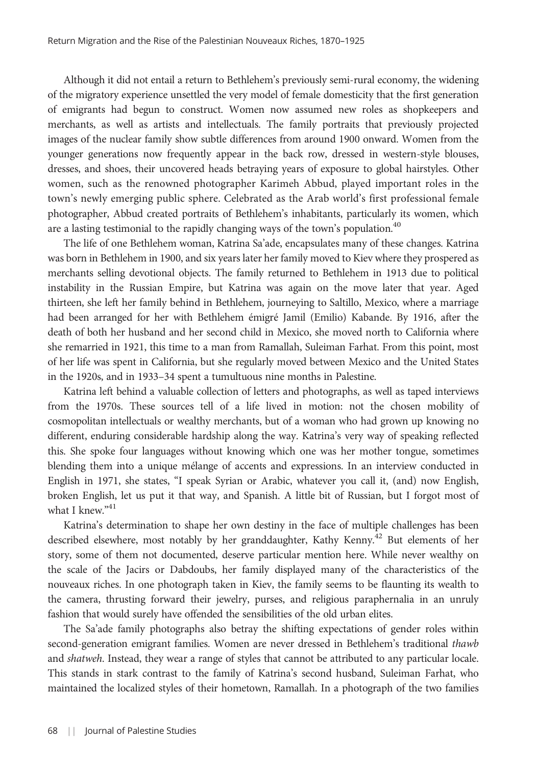Although it did not entail a return to Bethlehem's previously semi-rural economy, the widening of the migratory experience unsettled the very model of female domesticity that the first generation of emigrants had begun to construct. Women now assumed new roles as shopkeepers and merchants, as well as artists and intellectuals. The family portraits that previously projected images of the nuclear family show subtle differences from around 1900 onward. Women from the younger generations now frequently appear in the back row, dressed in western-style blouses, dresses, and shoes, their uncovered heads betraying years of exposure to global hairstyles. Other women, such as the renowned photographer Karimeh Abbud, played important roles in the town's newly emerging public sphere. Celebrated as the Arab world's first professional female photographer, Abbud created portraits of Bethlehem's inhabitants, particularly its women, which are a lasting testimonial to the rapidly changing ways of the town's population.[40]

The life of one Bethlehem woman, Katrina Sa'ade, encapsulates many of these changes. Katrina was born in Bethlehem in 1900, and six years later her family moved to Kiev where they prospered as merchants selling devotional objects. The family returned to Bethlehem in 1913 due to political instability in the Russian Empire, but Katrina was again on the move later that year. Aged thirteen, she left her family behind in Bethlehem, journeying to Saltillo, Mexico, where a marriage had been arranged for her with Bethlehem émigré Jamil (Emilio) Kabande. By 1916, after the death of both her husband and her second child in Mexico, she moved north to California where she remarried in 1921, this time to a man from Ramallah, Suleiman Farhat. From this point, most of her life was spent in California, but she regularly moved between Mexico and the United States in the 1920s, and in 1933–34 spent a tumultuous nine months in Palestine.

Katrina left behind a valuable collection of letters and photographs, as well as taped interviews from the 1970s. These sources tell of a life lived in motion: not the chosen mobility of cosmopolitan intellectuals or wealthy merchants, but of a woman who had grown up knowing no different, enduring considerable hardship along the way. Katrina's very way of speaking reflected this. She spoke four languages without knowing which one was her mother tongue, sometimes blending them into a unique mélange of accents and expressions. In an interview conducted in English in 1971, she states, "I speak Syrian or Arabic, whatever you call it, (and) now English, broken English, let us put it that way, and Spanish. A little bit of Russian, but I forgot most of what I knew."[41]

Katrina's determination to shape her own destiny in the face of multiple challenges has been described elsewhere, most notably by her granddaughter, Kathy Kenny.[42] But elements of her story, some of them not documented, deserve particular mention here. While never wealthy on the scale of the Jacirs or Dabdoubs, her family displayed many of the characteristics of the nouveaux riches. In one photograph taken in Kiev, the family seems to be flaunting its wealth to the camera, thrusting forward their jewelry, purses, and religious paraphernalia in an unruly fashion that would surely have offended the sensibilities of the old urban elites.

The Sa'ade family photographs also betray the shifting expectations of gender roles within second-generation emigrant families. Women are never dressed in Bethlehem's traditional *thawb* and *shatweh*. Instead, they wear a range of styles that cannot be attributed to any particular locale. This stands in stark contrast to the family of Katrina's second husband, Suleiman Farhat, who maintained the localized styles of their hometown, Ramallah. In a photograph of the two families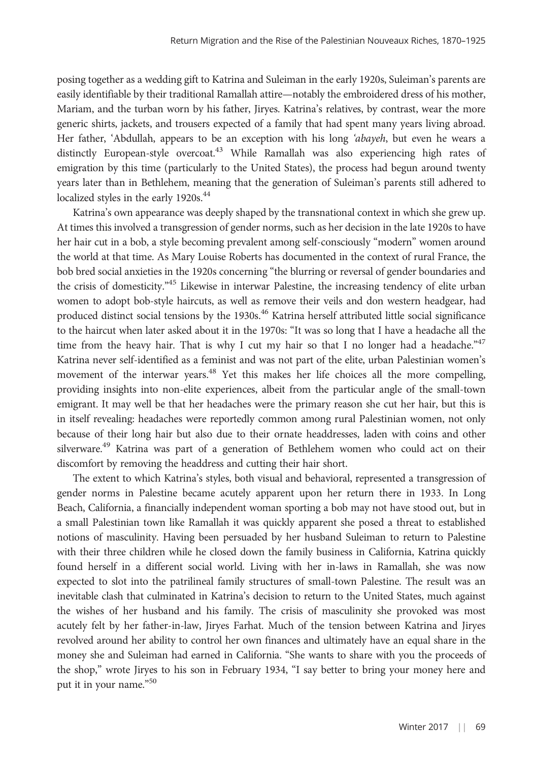posing together as a wedding gift to Katrina and Suleiman in the early 1920s, Suleiman's parents are easily identifiable by their traditional Ramallah attire—notably the embroidered dress of his mother, Mariam, and the turban worn by his father, Jiryes. Katrina's relatives, by contrast, wear the more generic shirts, jackets, and trousers expected of a family that had spent many years living abroad. Her father, ʻAbdullah, appears to be an exception with his long *ʻabayeh*, but even he wears a distinctly European-style overcoat.[43] While Ramallah was also experiencing high rates of emigration by this time (particularly to the United States), the process had begun around twenty years later than in Bethlehem, meaning that the generation of Suleiman's parents still adhered to localized styles in the early 1920s.[44]

Katrina's own appearance was deeply shaped by the transnational context in which she grew up. At times this involved a transgression of gender norms, such as her decision in the late 1920s to have her hair cut in a bob, a style becoming prevalent among self-consciously "modern" women around the world at that time. As Mary Louise Roberts has documented in the context of rural France, the bob bred social anxieties in the 1920s concerning "the blurring or reversal of gender boundaries and the crisis of domesticity."[45] Likewise in interwar Palestine, the increasing tendency of elite urban women to adopt bob-style haircuts, as well as remove their veils and don western headgear, had produced distinct social tensions by the 1930s.[46] Katrina herself attributed little social significance to the haircut when later asked about it in the 1970s: "It was so long that I have a headache all the time from the heavy hair. That is why I cut my hair so that I no longer had a headache."[47] Katrina never self-identified as a feminist and was not part of the elite, urban Palestinian women's movement of the interwar years.[48] Yet this makes her life choices all the more compelling, providing insights into non-elite experiences, albeit from the particular angle of the small-town emigrant. It may well be that her headaches were the primary reason she cut her hair, but this is in itself revealing: headaches were reportedly common among rural Palestinian women, not only because of their long hair but also due to their ornate headdresses, laden with coins and other silverware.[49] Katrina was part of a generation of Bethlehem women who could act on their discomfort by removing the headdress and cutting their hair short.

The extent to which Katrina's styles, both visual and behavioral, represented a transgression of gender norms in Palestine became acutely apparent upon her return there in 1933. In Long Beach, California, a financially independent woman sporting a bob may not have stood out, but in a small Palestinian town like Ramallah it was quickly apparent she posed a threat to established notions of masculinity. Having been persuaded by her husband Suleiman to return to Palestine with their three children while he closed down the family business in California, Katrina quickly found herself in a different social world. Living with her in-laws in Ramallah, she was now expected to slot into the patrilineal family structures of small-town Palestine. The result was an inevitable clash that culminated in Katrina's decision to return to the United States, much against the wishes of her husband and his family. The crisis of masculinity she provoked was most acutely felt by her father-in-law, Jiryes Farhat. Much of the tension between Katrina and Jiryes revolved around her ability to control her own finances and ultimately have an equal share in the money she and Suleiman had earned in California. "She wants to share with you the proceeds of the shop," wrote Jiryes to his son in February 1934, "I say better to bring your money here and put it in your name."[50]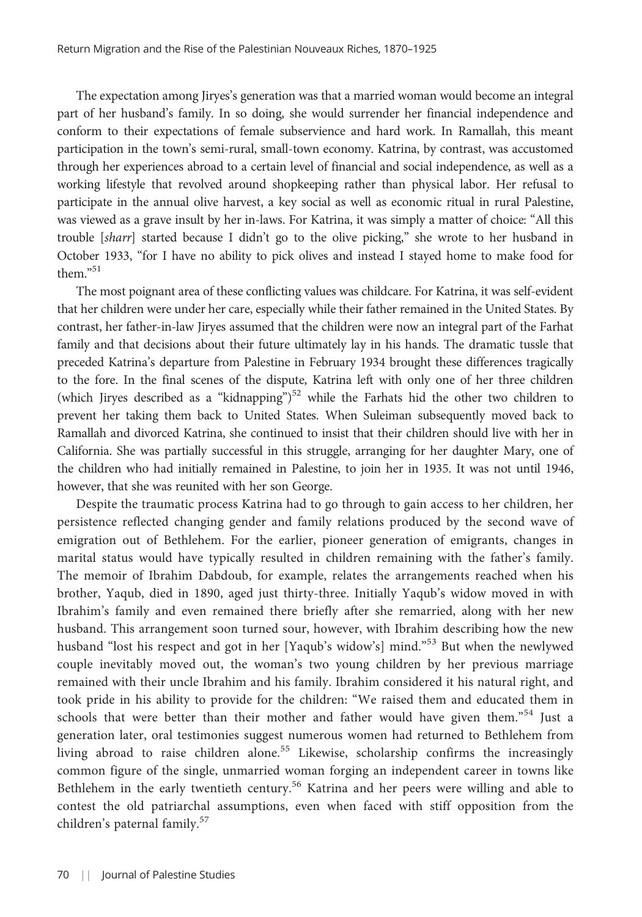The expectation among Jiryes's generation was that a married woman would become an integral part of her husband's family. In so doing, she would surrender her financial independence and conform to their expectations of female subservience and hard work. In Ramallah, this meant participation in the town's semi-rural, small-town economy. Katrina, by contrast, was accustomed through her experiences abroad to a certain level of financial and social independence, as well as a working lifestyle that revolved around shopkeeping rather than physical labor. Her refusal to participate in the annual olive harvest, a key social as well as economic ritual in rural Palestine, was viewed as a grave insult by her in-laws. For Katrina, it was simply a matter of choice: "All this trouble [*sharr*] started because I didn't go to the olive picking," she wrote to her husband in October 1933, "for I have no ability to pick olives and instead I stayed home to make food for them."[51]

The most poignant area of these conflicting values was childcare. For Katrina, it was self-evident that her children were under her care, especially while their father remained in the United States. By contrast, her father-in-law Jiryes assumed that the children were now an integral part of the Farhat family and that decisions about their future ultimately lay in his hands. The dramatic tussle that preceded Katrina's departure from Palestine in February 1934 brought these differences tragically to the fore. In the final scenes of the dispute, Katrina left with only one of her three children (which Jiryes described as a "kidnapping")[52] while the Farhats hid the other two children to prevent her taking them back to United States. When Suleiman subsequently moved back to Ramallah and divorced Katrina, she continued to insist that their children should live with her in California. She was partially successful in this struggle, arranging for her daughter Mary, one of the children who had initially remained in Palestine, to join her in 1935. It was not until 1946, however, that she was reunited with her son George.

Despite the traumatic process Katrina had to go through to gain access to her children, her persistence reflected changing gender and family relations produced by the second wave of emigration out of Bethlehem. For the earlier, pioneer generation of emigrants, changes in marital status would have typically resulted in children remaining with the father's family. The memoir of Ibrahim Dabdoub, for example, relates the arrangements reached when his brother, Yaqub, died in 1890, aged just thirty-three. Initially Yaqub's widow moved in with Ibrahim's family and even remained there briefly after she remarried, along with her new husband. This arrangement soon turned sour, however, with Ibrahim describing how the new husband "lost his respect and got in her [Yaqub's widow's] mind."[53] But when the newlywed couple inevitably moved out, the woman's two young children by her previous marriage remained with their uncle Ibrahim and his family. Ibrahim considered it his natural right, and took pride in his ability to provide for the children: "We raised them and educated them in schools that were better than their mother and father would have given them."[54] Just a generation later, oral testimonies suggest numerous women had returned to Bethlehem from living abroad to raise children alone.[55] Likewise, scholarship confirms the increasingly common figure of the single, unmarried woman forging an independent career in towns like Bethlehem in the early twentieth century.[56] Katrina and her peers were willing and able to contest the old patriarchal assumptions, even when faced with stiff opposition from the children's paternal family.[57]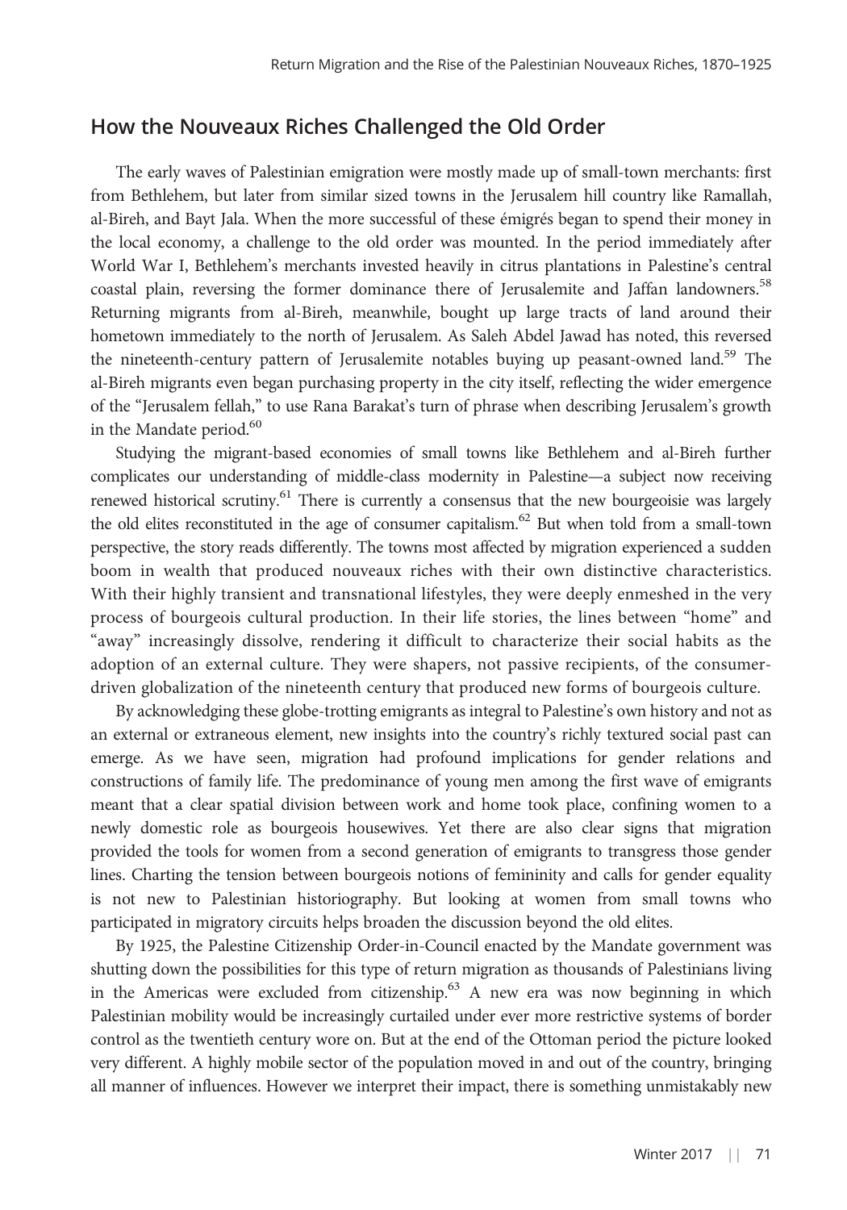## How the Nouveaux Riches Challenged the Old Order

The early waves of Palestinian emigration were mostly made up of small-town merchants: first from Bethlehem, but later from similar sized towns in the Jerusalem hill country like Ramallah, al-Bireh, and Bayt Jala. When the more successful of these émigrés began to spend their money in the local economy, a challenge to the old order was mounted. In the period immediately after World War I, Bethlehem's merchants invested heavily in citrus plantations in Palestine's central coastal plain, reversing the former dominance there of Jerusalemite and Jaffan landowners.[58] Returning migrants from al-Bireh, meanwhile, bought up large tracts of land around their hometown immediately to the north of Jerusalem. As Saleh Abdel Jawad has noted, this reversed the nineteenth-century pattern of Jerusalemite notables buying up peasant-owned land.[59] The al-Bireh migrants even began purchasing property in the city itself, reflecting the wider emergence of the "Jerusalem fellah," to use Rana Barakat's turn of phrase when describing Jerusalem's growth in the Mandate period.[60]

Studying the migrant-based economies of small towns like Bethlehem and al-Bireh further complicates our understanding of middle-class modernity in Palestine—a subject now receiving renewed historical scrutiny.[61] There is currently a consensus that the new bourgeoisie was largely the old elites reconstituted in the age of consumer capitalism.[62] But when told from a small-town perspective, the story reads differently. The towns most affected by migration experienced a sudden boom in wealth that produced nouveaux riches with their own distinctive characteristics. With their highly transient and transnational lifestyles, they were deeply enmeshed in the very process of bourgeois cultural production. In their life stories, the lines between "home" and "away" increasingly dissolve, rendering it difficult to characterize their social habits as the adoption of an external culture. They were shapers, not passive recipients, of the consumer-driven globalization of the nineteenth century that produced new forms of bourgeois culture.

By acknowledging these globe-trotting emigrants as integral to Palestine's own history and not as an external or extraneous element, new insights into the country's richly textured social past can emerge. As we have seen, migration had profound implications for gender relations and constructions of family life. The predominance of young men among the first wave of emigrants meant that a clear spatial division between work and home took place, confining women to a newly domestic role as bourgeois housewives. Yet there are also clear signs that migration provided the tools for women from a second generation of emigrants to transgress those gender lines. Charting the tension between bourgeois notions of femininity and calls for gender equality is not new to Palestinian historiography. But looking at women from small towns who participated in migratory circuits helps broaden the discussion beyond the old elites.

By 1925, the Palestine Citizenship Order-in-Council enacted by the Mandate government was shutting down the possibilities for this type of return migration as thousands of Palestinians living in the Americas were excluded from citizenship.[63] A new era was now beginning in which Palestinian mobility would be increasingly curtailed under ever more restrictive systems of border control as the twentieth century wore on. But at the end of the Ottoman period the picture looked very different. A highly mobile sector of the population moved in and out of the country, bringing all manner of influences. However we interpret their impact, there is something unmistakably new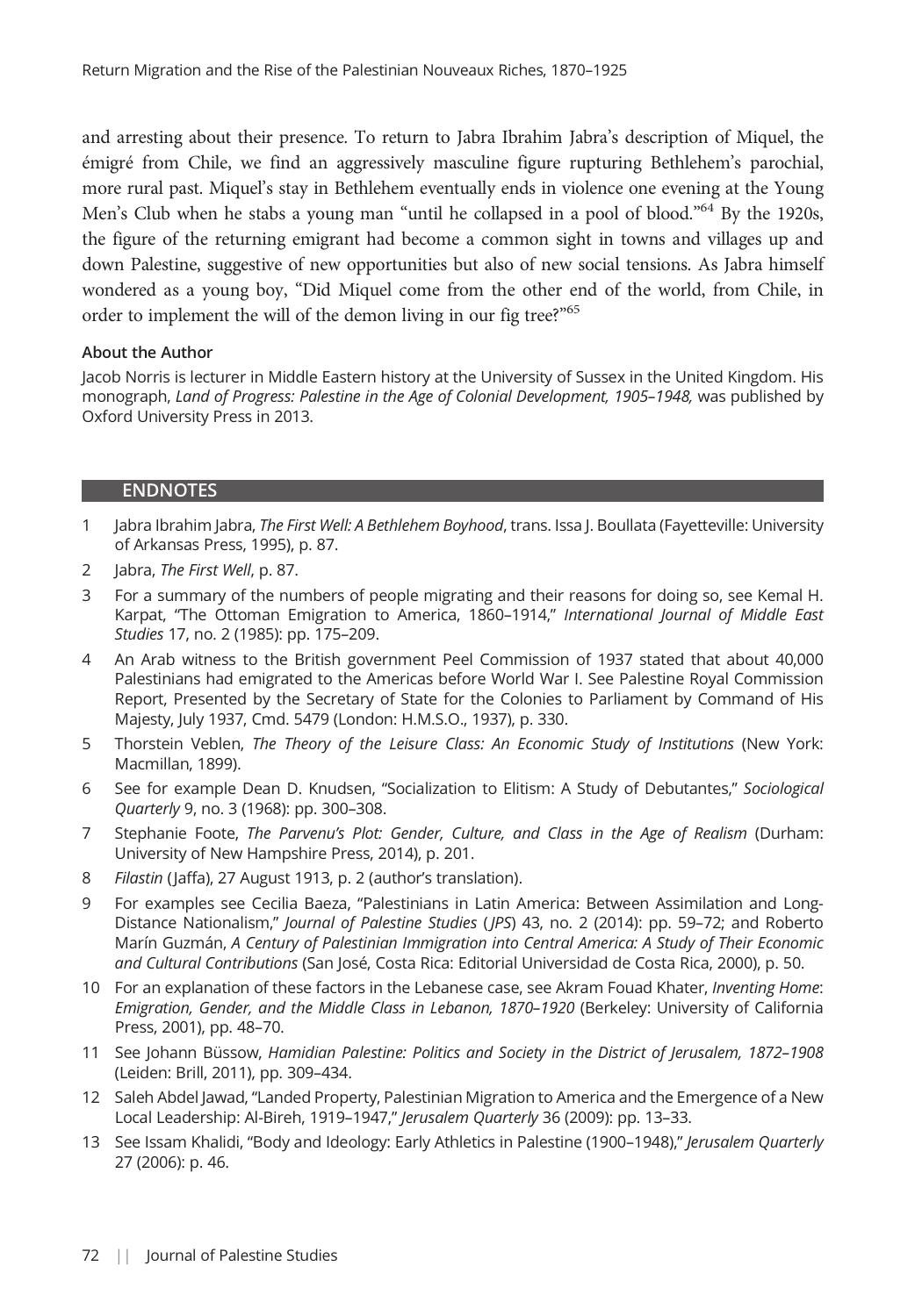and arresting about their presence. To return to Jabra Ibrahim Jabra's description of Miquel, the émigré from Chile, we find an aggressively masculine figure rupturing Bethlehem's parochial, more rural past. Miquel's stay in Bethlehem eventually ends in violence one evening at the Young Men's Club when he stabs a young man "until he collapsed in a pool of blood."[64] By the 1920s, the figure of the returning emigrant had become a common sight in towns and villages up and down Palestine, suggestive of new opportunities but also of new social tensions. As Jabra himself wondered as a young boy, "Did Miquel come from the other end of the world, from Chile, in order to implement the will of the demon living in our fig tree?"[65]

#### About the Author

Jacob Norris is lecturer in Middle Eastern history at the University of Sussex in the United Kingdom. His monograph, *Land of Progress: Palestine in the Age of Colonial Development, 1905–1948,* was published by Oxford University Press in 2013.

## ENDNOTES

1 Jabra Ibrahim Jabra, *The First Well: A Bethlehem Boyhood*, trans. Issa J. Boullata (Fayetteville: University of Arkansas Press, 1995), p. 87.

2 Jabra, *The First Well*, p. 87.

3 For a summary of the numbers of people migrating and their reasons for doing so, see Kemal H. Karpat, "The Ottoman Emigration to America, 1860–1914," *International Journal of Middle East Studies* 17, no. 2 (1985): pp. 175–209.

4 An Arab witness to the British government Peel Commission of 1937 stated that about 40,000 Palestinians had emigrated to the Americas before World War I. See Palestine Royal Commission Report, Presented by the Secretary of State for the Colonies to Parliament by Command of His Majesty, July 1937, Cmd. 5479 (London: H.M.S.O., 1937), p. 330.

5 Thorstein Veblen, *The Theory of the Leisure Class: An Economic Study of Institutions* (New York: Macmillan, 1899).

6 See for example Dean D. Knudsen, "Socialization to Elitism: A Study of Debutantes," *Sociological Quarterly* 9, no. 3 (1968): pp. 300–308.

7 Stephanie Foote, *The Parvenu's Plot: Gender, Culture, and Class in the Age of Realism* (Durham: University of New Hampshire Press, 2014), p. 201.

8 *Filastin* (Jaffa), 27 August 1913, p. 2 (author's translation).

9 For examples see Cecilia Baeza, "Palestinians in Latin America: Between Assimilation and Long-Distance Nationalism," *Journal of Palestine Studies* (*JPS*) 43, no. 2 (2014): pp. 59–72; and Roberto Marín Guzmán, *A Century of Palestinian Immigration into Central America: A Study of Their Economic and Cultural Contributions* (San José, Costa Rica: Editorial Universidad de Costa Rica, 2000), p. 50.

10 For an explanation of these factors in the Lebanese case, see Akram Fouad Khater, *Inventing Home*: *Emigration, Gender, and the Middle Class in Lebanon, 1870–1920* (Berkeley: University of California Press, 2001), pp. 48–70.

11 See Johann Büssow, *Hamidian Palestine: Politics and Society in the District of Jerusalem, 1872–1908* (Leiden: Brill, 2011), pp. 309–434.

12 Saleh Abdel Jawad, "Landed Property, Palestinian Migration to America and the Emergence of a New Local Leadership: Al-Bireh, 1919–1947," *Jerusalem Quarterly* 36 (2009): pp. 13–33.

13 See Issam Khalidi, "Body and Ideology: Early Athletics in Palestine (1900–1948)," *Jerusalem Quarterly* 27 (2006): p. 46.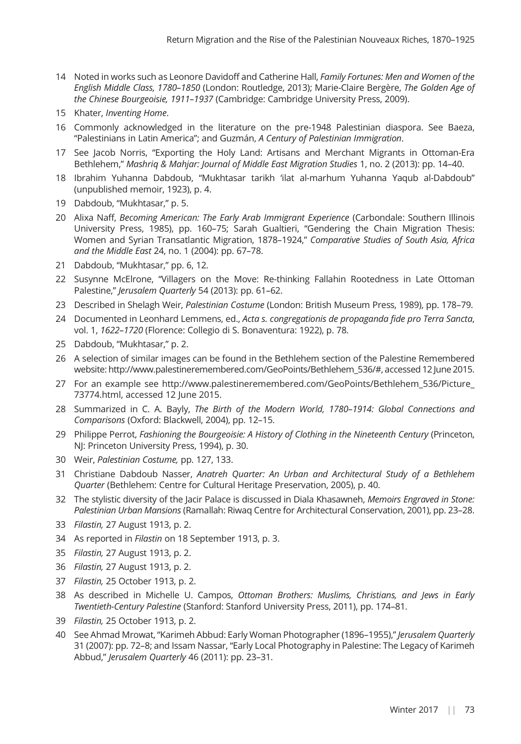14 Noted in works such as Leonore Davidoff and Catherine Hall, *Family Fortunes: Men and Women of the English Middle Class, 1780–1850* (London: Routledge, 2013); Marie-Claire Bergère, *The Golden Age of the Chinese Bourgeoisie, 1911–1937* (Cambridge: Cambridge University Press, 2009).

15 Khater, *Inventing Home*.

16 Commonly acknowledged in the literature on the pre-1948 Palestinian diaspora. See Baeza, "Palestinians in Latin America"; and Guzmán, *A Century of Palestinian Immigration*.

17 See Jacob Norris, "Exporting the Holy Land: Artisans and Merchant Migrants in Ottoman-Era Bethlehem," *Mashriq & Mahjar: Journal of Middle East Migration Studies* 1, no. 2 (2013): pp. 14–40.

18 Ibrahim Yuhanna Dabdoub, "Mukhtasar tarikh 'ilat al-marhum Yuhanna Yaqub al-Dabdoub" (unpublished memoir, 1923), p. 4.

19 Dabdoub, "Mukhtasar," p. 5.

20 Alixa Naff, *Becoming American: The Early Arab Immigrant Experience* (Carbondale: Southern Illinois University Press, 1985), pp. 160–75; Sarah Gualtieri, "Gendering the Chain Migration Thesis: Women and Syrian Transatlantic Migration, 1878–1924," *Comparative Studies of South Asia, Africa and the Middle East* 24, no. 1 (2004): pp. 67–78.

21 Dabdoub, "Mukhtasar," pp. 6, 12.

22 Susynne McElrone, "Villagers on the Move: Re-thinking Fallahin Rootedness in Late Ottoman Palestine," *Jerusalem Quarterly* 54 (2013): pp. 61–62.

23 Described in Shelagh Weir, *Palestinian Costume* (London: British Museum Press, 1989), pp. 178–79.

24 Documented in Leonhard Lemmens, ed., *Acta s. congregationis de propaganda fide pro Terra Sancta*, vol. 1, *1622–1720* (Florence: Collegio di S. Bonaventura: 1922), p. 78.

25 Dabdoub, "Mukhtasar," p. 2.

26 A selection of similar images can be found in the Bethlehem section of the Palestine Remembered website: http://www.palestineremembered.com/GeoPoints/Bethlehem_536/#, accessed 12 June 2015.

27 For an example see http://www.palestineremembered.com/GeoPoints/Bethlehem_536/Picture_73774.html, accessed 12 June 2015.

28 Summarized in C. A. Bayly, *The Birth of the Modern World, 1780–1914: Global Connections and Comparisons* (Oxford: Blackwell, 2004), pp. 12–15.

29 Philippe Perrot, *Fashioning the Bourgeoisie: A History of Clothing in the Nineteenth Century* (Princeton, NJ: Princeton University Press, 1994), p. 30.

30 Weir, *Palestinian Costume,* pp. 127, 133.

31 Christiane Dabdoub Nasser, *Anatreh Quarter: An Urban and Architectural Study of a Bethlehem Quarter* (Bethlehem: Centre for Cultural Heritage Preservation, 2005), p. 40.

32 The stylistic diversity of the Jacir Palace is discussed in Diala Khasawneh, *Memoirs Engraved in Stone: Palestinian Urban Mansions* (Ramallah: Riwaq Centre for Architectural Conservation, 2001), pp. 23–28.

33 *Filastin,* 27 August 1913, p. 2.

34 As reported in *Filastin* on 18 September 1913, p. 3.

35 *Filastin,* 27 August 1913, p. 2.

36 *Filastin,* 27 August 1913, p. 2.

37 *Filastin,* 25 October 1913, p. 2.

38 As described in Michelle U. Campos, *Ottoman Brothers: Muslims, Christians, and Jews in Early Twentieth-Century Palestine* (Stanford: Stanford University Press, 2011), pp. 174–81.

39 *Filastin,* 25 October 1913, p. 2.

40 See Ahmad Mrowat, "Karimeh Abbud: Early Woman Photographer (1896–1955)," *Jerusalem Quarterly* 31 (2007): pp. 72–8; and Issam Nassar, "Early Local Photography in Palestine: The Legacy of Karimeh Abbud," *Jerusalem Quarterly* 46 (2011): pp. 23–31.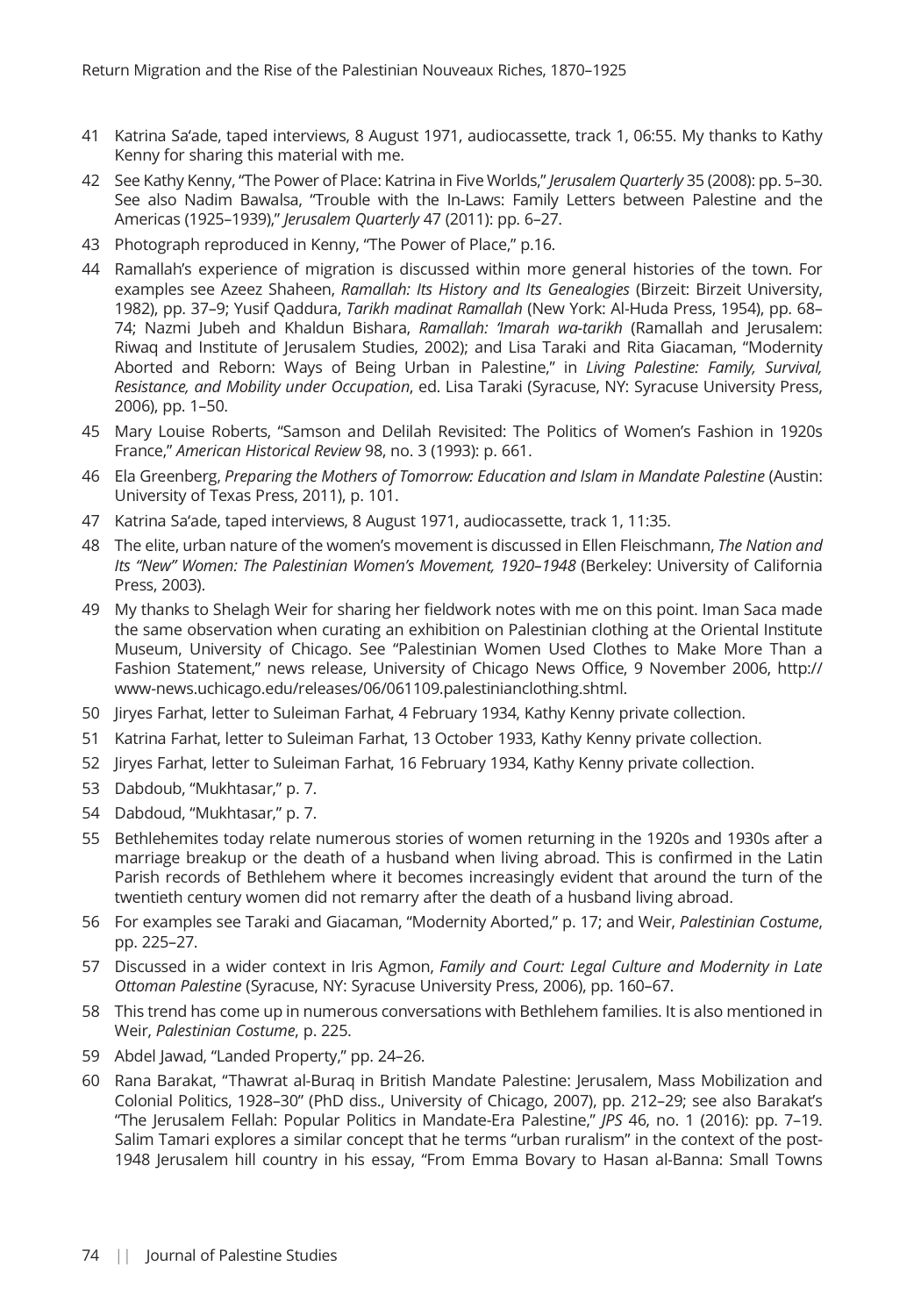41 Katrina Sa'ade, taped interviews, 8 August 1971, audiocassette, track 1, 06:55. My thanks to Kathy Kenny for sharing this material with me.

42 See Kathy Kenny, "The Power of Place: Katrina in Five Worlds," *Jerusalem Quarterly* 35 (2008): pp. 5–30. See also Nadim Bawalsa, "Trouble with the In-Laws: Family Letters between Palestine and the Americas (1925–1939)," *Jerusalem Quarterly* 47 (2011): pp. 6–27.

43 Photograph reproduced in Kenny, "The Power of Place," p.16.

44 Ramallah's experience of migration is discussed within more general histories of the town. For examples see Azeez Shaheen, *Ramallah: Its History and Its Genealogies* (Birzeit: Birzeit University, 1982), pp. 37–9; Yusif Qaddura, *Tarikh madinat Ramallah* (New York: Al-Huda Press, 1954), pp. 68–74; Nazmi Jubeh and Khaldun Bishara, *Ramallah: 'Imarah wa-tarikh* (Ramallah and Jerusalem: Riwaq and Institute of Jerusalem Studies, 2002); and Lisa Taraki and Rita Giacaman, "Modernity Aborted and Reborn: Ways of Being Urban in Palestine," in *Living Palestine: Family, Survival, Resistance, and Mobility under Occupation*, ed. Lisa Taraki (Syracuse, NY: Syracuse University Press, 2006), pp. 1–50.

45 Mary Louise Roberts, "Samson and Delilah Revisited: The Politics of Women's Fashion in 1920s France," *American Historical Review* 98, no. 3 (1993): p. 661.

46 Ela Greenberg, *Preparing the Mothers of Tomorrow: Education and Islam in Mandate Palestine* (Austin: University of Texas Press, 2011), p. 101.

47 Katrina Sa'ade, taped interviews, 8 August 1971, audiocassette, track 1, 11:35.

48 The elite, urban nature of the women's movement is discussed in Ellen Fleischmann, *The Nation and Its "New" Women: The Palestinian Women's Movement, 1920–1948* (Berkeley: University of California Press, 2003).

49 My thanks to Shelagh Weir for sharing her fieldwork notes with me on this point. Iman Saca made the same observation when curating an exhibition on Palestinian clothing at the Oriental Institute Museum, University of Chicago. See "Palestinian Women Used Clothes to Make More Than a Fashion Statement," news release, University of Chicago News Office, 9 November 2006, http://www-news.uchicago.edu/releases/06/061109.palestinianclothing.shtml.

50 Jiryes Farhat, letter to Suleiman Farhat, 4 February 1934, Kathy Kenny private collection.

51 Katrina Farhat, letter to Suleiman Farhat, 13 October 1933, Kathy Kenny private collection.

52 Jiryes Farhat, letter to Suleiman Farhat, 16 February 1934, Kathy Kenny private collection.

53 Dabdoub, "Mukhtasar," p. 7.

54 Dabdoud, "Mukhtasar," p. 7.

55 Bethlehemites today relate numerous stories of women returning in the 1920s and 1930s after a marriage breakup or the death of a husband when living abroad. This is confirmed in the Latin Parish records of Bethlehem where it becomes increasingly evident that around the turn of the twentieth century women did not remarry after the death of a husband living abroad.

56 For examples see Taraki and Giacaman, "Modernity Aborted," p. 17; and Weir, *Palestinian Costume*, pp. 225–27.

57 Discussed in a wider context in Iris Agmon, *Family and Court: Legal Culture and Modernity in Late Ottoman Palestine* (Syracuse, NY: Syracuse University Press, 2006), pp. 160–67.

58 This trend has come up in numerous conversations with Bethlehem families. It is also mentioned in Weir, *Palestinian Costume*, p. 225.

59 Abdel Jawad, "Landed Property," pp. 24–26.

60 Rana Barakat, "Thawrat al-Buraq in British Mandate Palestine: Jerusalem, Mass Mobilization and Colonial Politics, 1928–30" (PhD diss., University of Chicago, 2007), pp. 212–29; see also Barakat's "The Jerusalem Fellah: Popular Politics in Mandate-Era Palestine," *JPS* 46, no. 1 (2016): pp. 7–19. Salim Tamari explores a similar concept that he terms "urban ruralism" in the context of the post-1948 Jerusalem hill country in his essay, "From Emma Bovary to Hasan al-Banna: Small Towns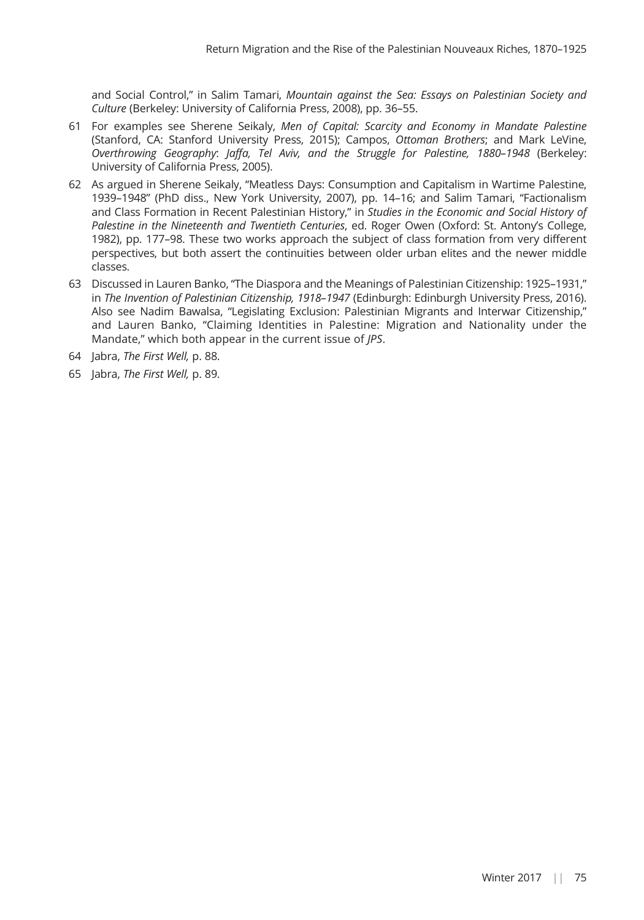and Social Control," in Salim Tamari, *Mountain against the Sea: Essays on Palestinian Society and Culture* (Berkeley: University of California Press, 2008), pp. 36–55.

61 For examples see Sherene Seikaly, *Men of Capital: Scarcity and Economy in Mandate Palestine* (Stanford, CA: Stanford University Press, 2015); Campos, *Ottoman Brothers*; and Mark LeVine, *Overthrowing Geography*: *Jaffa, Tel Aviv, and the Struggle for Palestine, 1880–1948* (Berkeley: University of California Press, 2005).

62 As argued in Sherene Seikaly, "Meatless Days: Consumption and Capitalism in Wartime Palestine, 1939–1948" (PhD diss., New York University, 2007), pp. 14–16; and Salim Tamari, "Factionalism and Class Formation in Recent Palestinian History," in *Studies in the Economic and Social History of Palestine in the Nineteenth and Twentieth Centuries*, ed. Roger Owen (Oxford: St. Antony's College, 1982), pp. 177–98. These two works approach the subject of class formation from very different perspectives, but both assert the continuities between older urban elites and the newer middle classes.

63 Discussed in Lauren Banko, "The Diaspora and the Meanings of Palestinian Citizenship: 1925–1931," in *The Invention of Palestinian Citizenship, 1918–1947* (Edinburgh: Edinburgh University Press, 2016). Also see Nadim Bawalsa, "Legislating Exclusion: Palestinian Migrants and Interwar Citizenship," and Lauren Banko, "Claiming Identities in Palestine: Migration and Nationality under the Mandate," which both appear in the current issue of *JPS*.

64 Jabra, *The First Well,* p. 88.

65 Jabra, *The First Well,* p. 89.